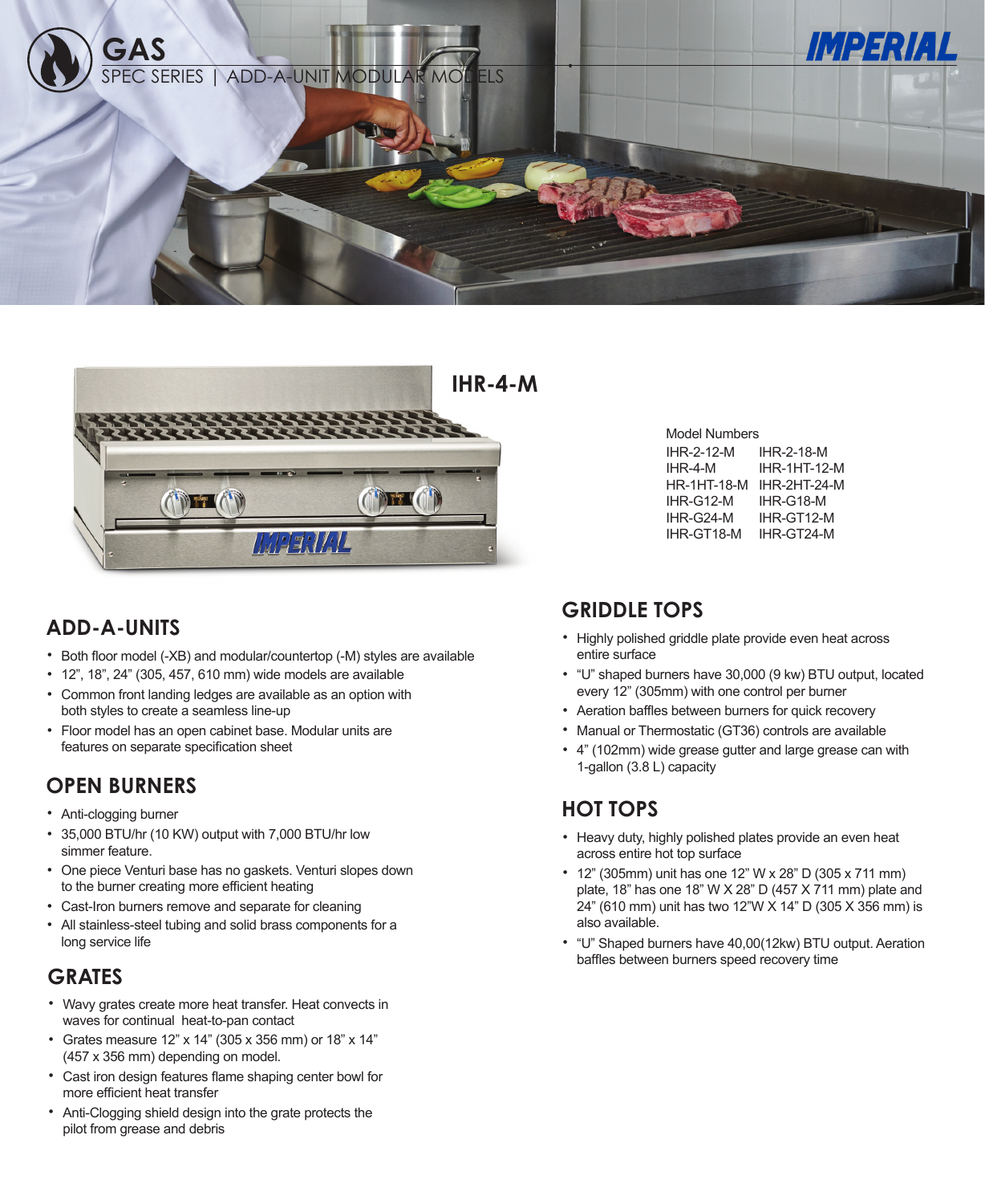# GAS

SPEC SERIES | ADD-A-UNIT MODULAR MODELS

IMPERIAL

IHR-4-M

Model Numbers

| | |
|---|---|
| IHR-2-12-M | IHR-2-18-M |
| IHR-4-M | IHR-1HT-12-M |
| HR-1HT-18-M | IHR-2HT-24-M |
| IHR-G12-M | IHR-G18-M |
| IHR-G24-M | IHR-GT12-M |
| IHR-GT18-M | IHR-GT24-M |

## ADD-A-UNITS

- Both floor model (-XB) and modular/countertop (-M) styles are available
- 12", 18", 24" (305, 457, 610 mm) wide models are available
- Common front landing ledges are available as an option with both styles to create a seamless line-up
- Floor model has an open cabinet base. Modular units are features on separate specification sheet

## OPEN BURNERS

- Anti-clogging burner
- 35,000 BTU/hr (10 KW) output with 7,000 BTU/hr low simmer feature.
- One piece Venturi base has no gaskets. Venturi slopes down to the burner creating more efficient heating
- Cast-Iron burners remove and separate for cleaning
- All stainless-steel tubing and solid brass components for a long service life

## GRATES

- Wavy grates create more heat transfer. Heat convects in waves for continual heat-to-pan contact
- Grates measure 12" x 14" (305 x 356 mm) or 18" x 14" (457 x 356 mm) depending on model.
- Cast iron design features flame shaping center bowl for more efficient heat transfer
- Anti-Clogging shield design into the grate protects the pilot from grease and debris

## GRIDDLE TOPS

- Highly polished griddle plate provide even heat across entire surface
- "U" shaped burners have 30,000 (9 kw) BTU output, located every 12" (305mm) with one control per burner
- Aeration baffles between burners for quick recovery
- Manual or Thermostatic (GT36) controls are available
- 4" (102mm) wide grease gutter and large grease can with 1-gallon (3.8 L) capacity

## HOT TOPS

- Heavy duty, highly polished plates provide an even heat across entire hot top surface
- 12" (305mm) unit has one 12" W x 28" D (305 x 711 mm) plate, 18" has one 18" W X 28" D (457 X 711 mm) plate and 24" (610 mm) unit has two 12"W X 14" D (305 X 356 mm) is also available.
- "U" Shaped burners have 40,00(12kw) BTU output. Aeration baffles between burners speed recovery time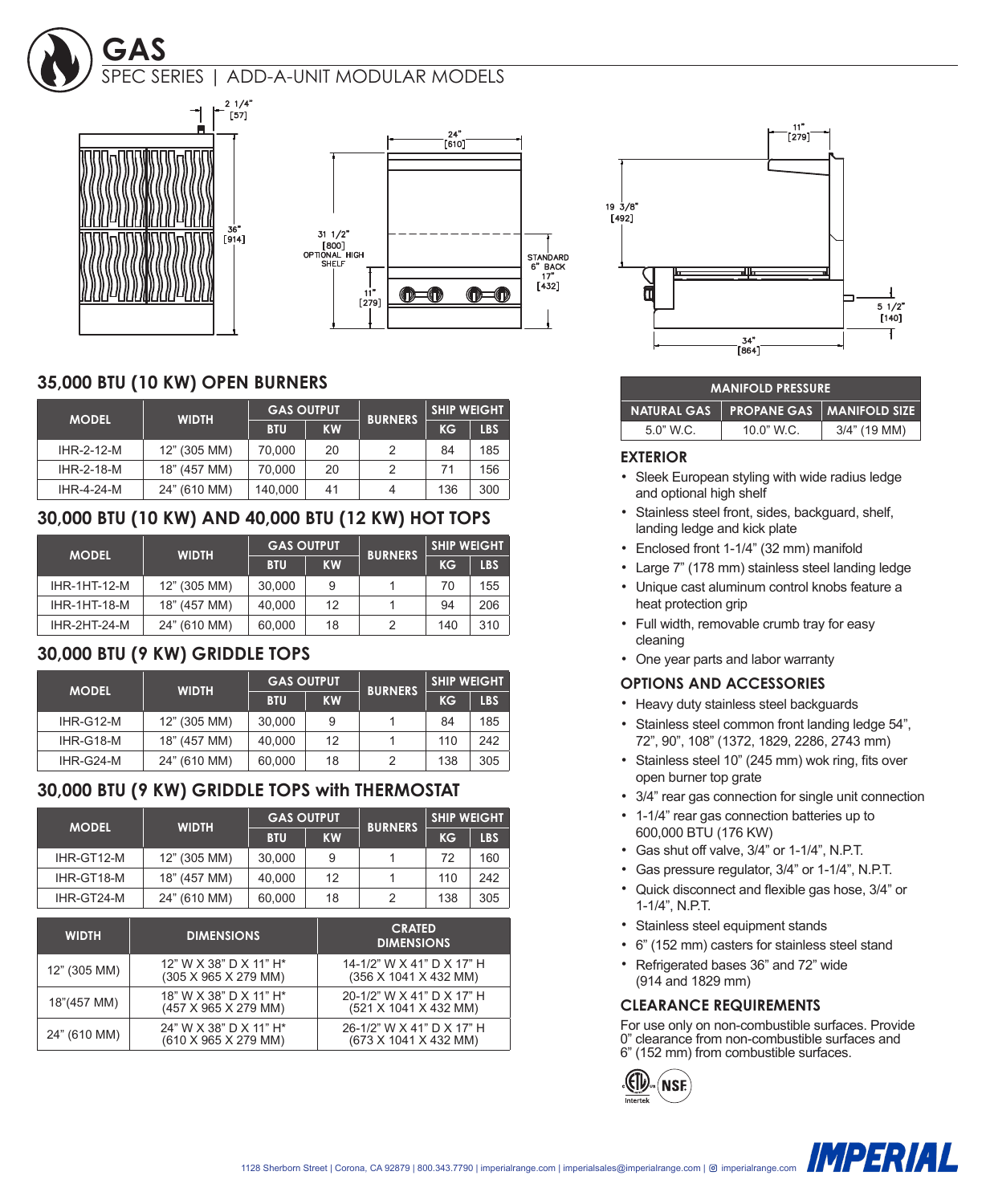# GAS

SPEC SERIES | ADD-A-UNIT MODULAR MODELS

2 1/4" [57]

36" [914]

24" [610]

31 1/2" [800] OPTIONAL HIGH SHELF

11" [279]

STANDARD 6" BACK 17" [432]

11" [279]

19 3/8" [492]

5 1/2" [140]

34" [864]

## 35,000 BTU (10 KW) OPEN BURNERS

| MODEL | WIDTH | GAS OUTPUT | | BURNERS | SHIP WEIGHT | |
|---|---|---|---|---|---|---|
| | | BTU | KW | | KG | LBS |
| IHR-2-12-M | 12" (305 MM) | 70,000 | 20 | 2 | 84 | 185 |
| IHR-2-18-M | 18" (457 MM) | 70,000 | 20 | 2 | 71 | 156 |
| IHR-4-24-M | 24" (610 MM) | 140,000 | 41 | 4 | 136 | 300 |

## 30,000 BTU (10 KW) AND 40,000 BTU (12 KW) HOT TOPS

| MODEL | WIDTH | GAS OUTPUT | | BURNERS | SHIP WEIGHT | |
|---|---|---|---|---|---|---|
| | | BTU | KW | | KG | LBS |
| IHR-1HT-12-M | 12" (305 MM) | 30,000 | 9 | 1 | 70 | 155 |
| IHR-1HT-18-M | 18" (457 MM) | 40,000 | 12 | 1 | 94 | 206 |
| IHR-2HT-24-M | 24" (610 MM) | 60,000 | 18 | 2 | 140 | 310 |

## 30,000 BTU (9 KW) GRIDDLE TOPS

| MODEL | WIDTH | GAS OUTPUT | | BURNERS | SHIP WEIGHT | |
|---|---|---|---|---|---|---|
| | | BTU | KW | | KG | LBS |
| IHR-G12-M | 12" (305 MM) | 30,000 | 9 | 1 | 84 | 185 |
| IHR-G18-M | 18" (457 MM) | 40,000 | 12 | 1 | 110 | 242 |
| IHR-G24-M | 24" (610 MM) | 60,000 | 18 | 2 | 138 | 305 |

## 30,000 BTU (9 KW) GRIDDLE TOPS with THERMOSTAT

| MODEL | WIDTH | GAS OUTPUT | | BURNERS | SHIP WEIGHT | |
|---|---|---|---|---|---|---|
| | | BTU | KW | | KG | LBS |
| IHR-GT12-M | 12" (305 MM) | 30,000 | 9 | 1 | 72 | 160 |
| IHR-GT18-M | 18" (457 MM) | 40,000 | 12 | 1 | 110 | 242 |
| IHR-GT24-M | 24" (610 MM) | 60,000 | 18 | 2 | 138 | 305 |

| WIDTH | DIMENSIONS | CRATED DIMENSIONS |
|---|---|---|
| 12" (305 MM) | 12" W X 38" D X 11" H* (305 X 965 X 279 MM) | 14-1/2" W X 41" D X 17" H (356 X 1041 X 432 MM) |
| 18"(457 MM) | 18" W X 38" D X 11" H* (457 X 965 X 279 MM) | 20-1/2" W X 41" D X 17" H (521 X 1041 X 432 MM) |
| 24" (610 MM) | 24" W X 38" D X 11" H* (610 X 965 X 279 MM) | 26-1/2" W X 41" D X 17" H (673 X 1041 X 432 MM) |

| MANIFOLD PRESSURE | | |
|---|---|---|
| NATURAL GAS | PROPANE GAS | MANIFOLD SIZE |
| 5.0" W.C. | 10.0" W.C. | 3/4" (19 MM) |

## EXTERIOR

- Sleek European styling with wide radius ledge and optional high shelf
- Stainless steel front, sides, backguard, shelf, landing ledge and kick plate
- Enclosed front 1-1/4" (32 mm) manifold
- Large 7" (178 mm) stainless steel landing ledge
- Unique cast aluminum control knobs feature a heat protection grip
- Full width, removable crumb tray for easy cleaning
- One year parts and labor warranty

## OPTIONS AND ACCESSORIES

- Heavy duty stainless steel backguards
- Stainless steel common front landing ledge 54", 72", 90", 108" (1372, 1829, 2286, 2743 mm)
- Stainless steel 10" (245 mm) wok ring, fits over open burner top grate
- 3/4" rear gas connection for single unit connection
- 1-1/4" rear gas connection batteries up to 600,000 BTU (176 KW)
- Gas shut off valve, 3/4" or 1-1/4", N.P.T.
- Gas pressure regulator, 3/4" or 1-1/4", N.P.T.
- Quick disconnect and flexible gas hose, 3/4" or 1-1/4", N.P.T.
- Stainless steel equipment stands
- 6" (152 mm) casters for stainless steel stand
- Refrigerated bases 36" and 72" wide (914 and 1829 mm)

## CLEARANCE REQUIREMENTS

For use only on non-combustible surfaces. Provide 0" clearance from non-combustible surfaces and 6" (152 mm) from combustible surfaces.

Intertek NSF

1128 Sherborn Street | Corona, CA 92879 | 800.343.7790 | imperialrange.com | imperialsales@imperialrange.com | imperialrange.com

IMPERIAL